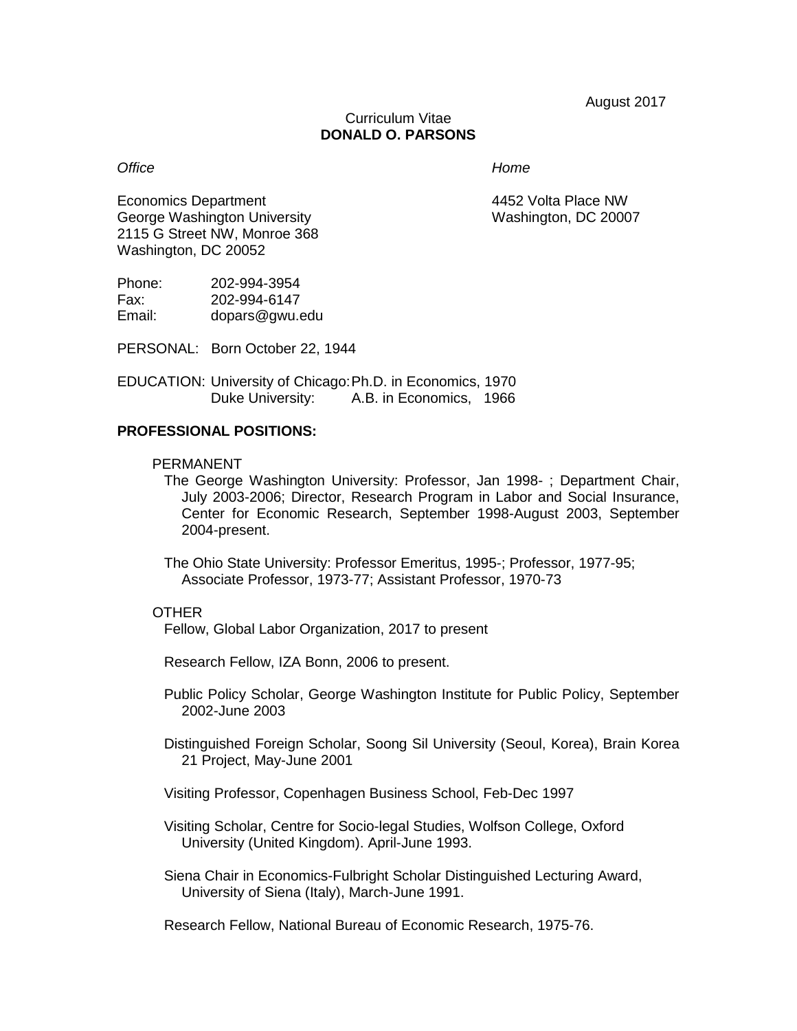August 2017

Curriculum Vitae
**DONALD O. PARSONS**

*Office*

Economics Department
George Washington University
2115 G Street NW, Monroe 368
Washington, DC 20052

*Home*

4452 Volta Place NW
Washington, DC 20007

Phone: 202-994-3954
Fax: 202-994-6147
Email: dopars@gwu.edu

PERSONAL: Born October 22, 1944

EDUCATION: University of Chicago: Ph.D. in Economics, 1970
Duke University: A.B. in Economics, 1966

**PROFESSIONAL POSITIONS:**

PERMANENT

The George Washington University: Professor, Jan 1998- ; Department Chair, July 2003-2006; Director, Research Program in Labor and Social Insurance, Center for Economic Research, September 1998-August 2003, September 2004-present.

The Ohio State University: Professor Emeritus, 1995-; Professor, 1977-95; Associate Professor, 1973-77; Assistant Professor, 1970-73

OTHER

Fellow, Global Labor Organization, 2017 to present

Research Fellow, IZA Bonn, 2006 to present.

Public Policy Scholar, George Washington Institute for Public Policy, September 2002-June 2003

Distinguished Foreign Scholar, Soong Sil University (Seoul, Korea), Brain Korea 21 Project, May-June 2001

Visiting Professor, Copenhagen Business School, Feb-Dec 1997

Visiting Scholar, Centre for Socio-legal Studies, Wolfson College, Oxford University (United Kingdom). April-June 1993.

Siena Chair in Economics-Fulbright Scholar Distinguished Lecturing Award, University of Siena (Italy), March-June 1991.

Research Fellow, National Bureau of Economic Research, 1975-76.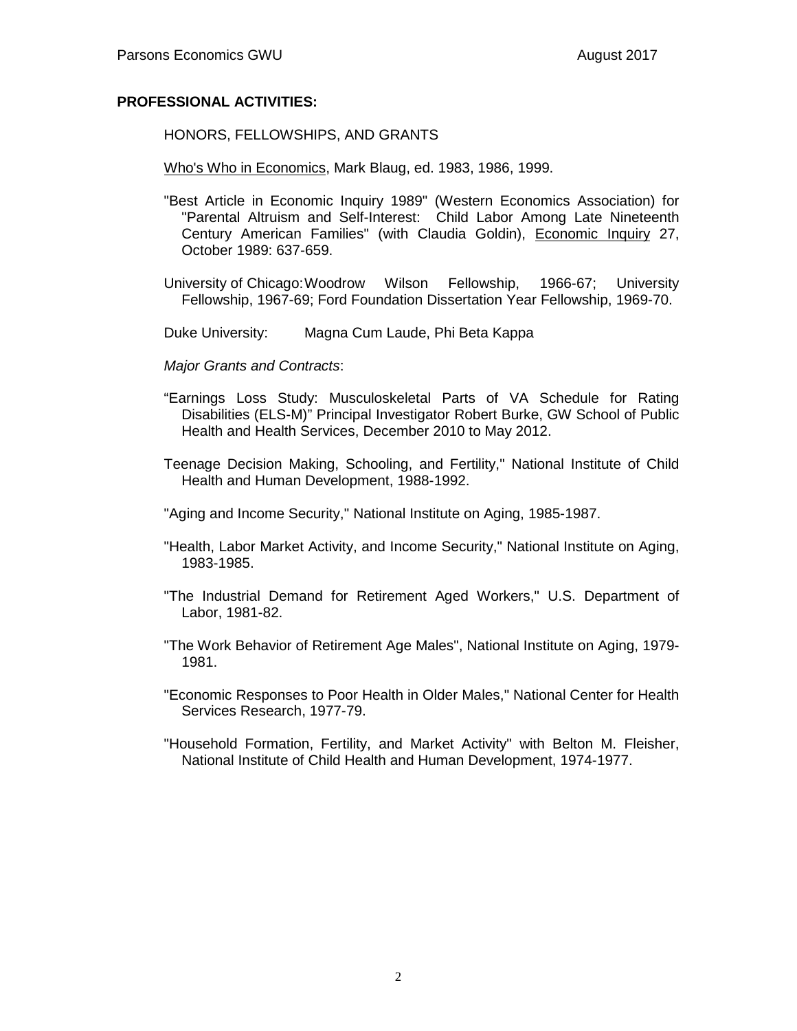**PROFESSIONAL ACTIVITIES:**

HONORS, FELLOWSHIPS, AND GRANTS

Who's Who in Economics, Mark Blaug, ed. 1983, 1986, 1999.

"Best Article in Economic Inquiry 1989" (Western Economics Association) for "Parental Altruism and Self-Interest: Child Labor Among Late Nineteenth Century American Families" (with Claudia Goldin), Economic Inquiry 27, October 1989: 637-659.

University of Chicago: Woodrow Wilson Fellowship, 1966-67; University Fellowship, 1967-69; Ford Foundation Dissertation Year Fellowship, 1969-70.

Duke University: Magna Cum Laude, Phi Beta Kappa

*Major Grants and Contracts*:

"Earnings Loss Study: Musculoskeletal Parts of VA Schedule for Rating Disabilities (ELS-M)" Principal Investigator Robert Burke, GW School of Public Health and Health Services, December 2010 to May 2012.

Teenage Decision Making, Schooling, and Fertility," National Institute of Child Health and Human Development, 1988-1992.

"Aging and Income Security," National Institute on Aging, 1985-1987.

"Health, Labor Market Activity, and Income Security," National Institute on Aging, 1983-1985.

"The Industrial Demand for Retirement Aged Workers," U.S. Department of Labor, 1981-82.

"The Work Behavior of Retirement Age Males", National Institute on Aging, 1979-1981.

"Economic Responses to Poor Health in Older Males," National Center for Health Services Research, 1977-79.

"Household Formation, Fertility, and Market Activity" with Belton M. Fleisher, National Institute of Child Health and Human Development, 1974-1977.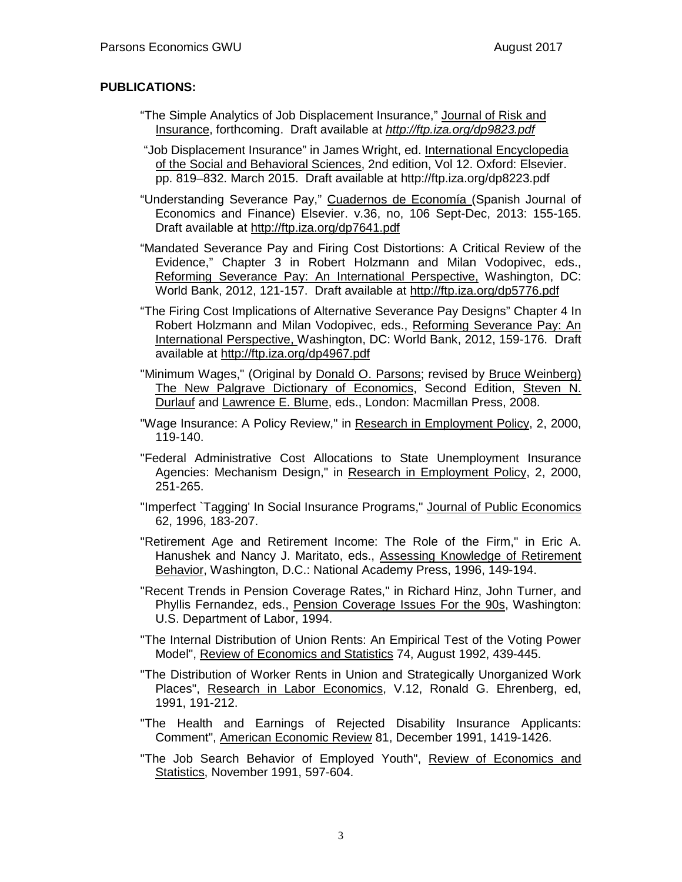**PUBLICATIONS:**

"The Simple Analytics of Job Displacement Insurance," Journal of Risk and Insurance, forthcoming. Draft available at *http://ftp.iza.org/dp9823.pdf*

"Job Displacement Insurance" in James Wright, ed. International Encyclopedia of the Social and Behavioral Sciences, 2nd edition, Vol 12. Oxford: Elsevier. pp. 819–832. March 2015. Draft available at http://ftp.iza.org/dp8223.pdf

"Understanding Severance Pay," Cuadernos de Economía (Spanish Journal of Economics and Finance) Elsevier. v.36, no, 106 Sept-Dec, 2013: 155-165. Draft available at http://ftp.iza.org/dp7641.pdf

"Mandated Severance Pay and Firing Cost Distortions: A Critical Review of the Evidence," Chapter 3 in Robert Holzmann and Milan Vodopivec, eds., Reforming Severance Pay: An International Perspective, Washington, DC: World Bank, 2012, 121-157. Draft available at http://ftp.iza.org/dp5776.pdf

"The Firing Cost Implications of Alternative Severance Pay Designs" Chapter 4 In Robert Holzmann and Milan Vodopivec, eds., Reforming Severance Pay: An International Perspective, Washington, DC: World Bank, 2012, 159-176. Draft available at http://ftp.iza.org/dp4967.pdf

"Minimum Wages," (Original by Donald O. Parsons; revised by Bruce Weinberg) The New Palgrave Dictionary of Economics, Second Edition, Steven N. Durlauf and Lawrence E. Blume, eds., London: Macmillan Press, 2008.

"Wage Insurance: A Policy Review," in Research in Employment Policy, 2, 2000, 119-140.

"Federal Administrative Cost Allocations to State Unemployment Insurance Agencies: Mechanism Design," in Research in Employment Policy, 2, 2000, 251-265.

"Imperfect `Tagging' In Social Insurance Programs," Journal of Public Economics 62, 1996, 183-207.

"Retirement Age and Retirement Income: The Role of the Firm," in Eric A. Hanushek and Nancy J. Maritato, eds., Assessing Knowledge of Retirement Behavior, Washington, D.C.: National Academy Press, 1996, 149-194.

"Recent Trends in Pension Coverage Rates," in Richard Hinz, John Turner, and Phyllis Fernandez, eds., Pension Coverage Issues For the 90s, Washington: U.S. Department of Labor, 1994.

"The Internal Distribution of Union Rents: An Empirical Test of the Voting Power Model", Review of Economics and Statistics 74, August 1992, 439-445.

"The Distribution of Worker Rents in Union and Strategically Unorganized Work Places", Research in Labor Economics, V.12, Ronald G. Ehrenberg, ed, 1991, 191-212.

"The Health and Earnings of Rejected Disability Insurance Applicants: Comment", American Economic Review 81, December 1991, 1419-1426.

"The Job Search Behavior of Employed Youth", Review of Economics and Statistics, November 1991, 597-604.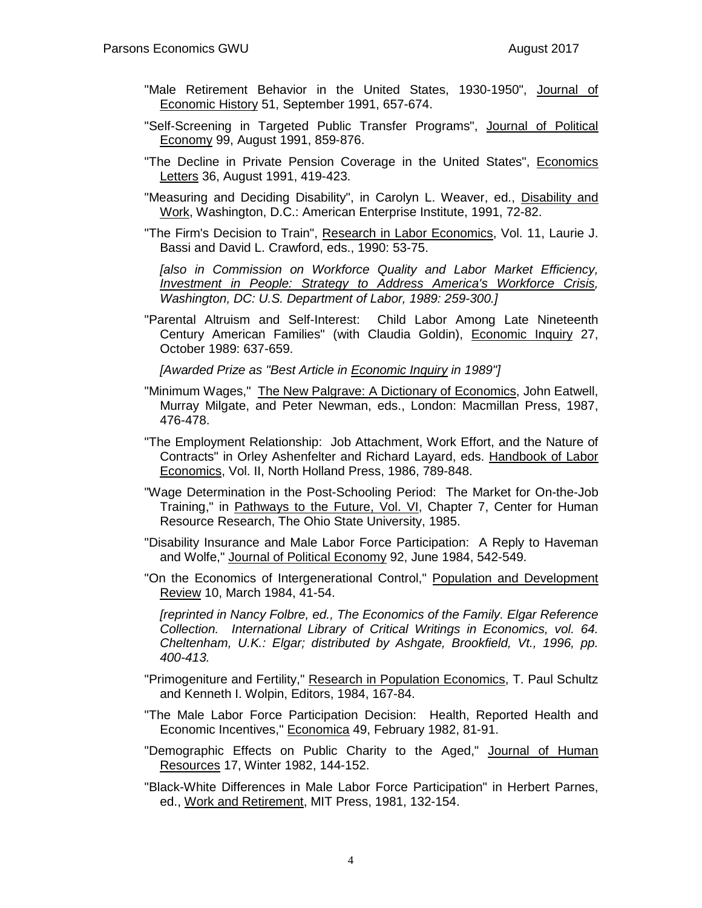"Male Retirement Behavior in the United States, 1930-1950", Journal of Economic History 51, September 1991, 657-674.

"Self-Screening in Targeted Public Transfer Programs", Journal of Political Economy 99, August 1991, 859-876.

"The Decline in Private Pension Coverage in the United States", Economics Letters 36, August 1991, 419-423.

"Measuring and Deciding Disability", in Carolyn L. Weaver, ed., Disability and Work, Washington, D.C.: American Enterprise Institute, 1991, 72-82.

"The Firm's Decision to Train", Research in Labor Economics, Vol. 11, Laurie J. Bassi and David L. Crawford, eds., 1990: 53-75.

*[also in Commission on Workforce Quality and Labor Market Efficiency, Investment in People: Strategy to Address America's Workforce Crisis, Washington, DC: U.S. Department of Labor, 1989: 259-300.]*

"Parental Altruism and Self-Interest: Child Labor Among Late Nineteenth Century American Families" (with Claudia Goldin), Economic Inquiry 27, October 1989: 637-659.

*[Awarded Prize as "Best Article in Economic Inquiry in 1989"]*

"Minimum Wages," The New Palgrave: A Dictionary of Economics, John Eatwell, Murray Milgate, and Peter Newman, eds., London: Macmillan Press, 1987, 476-478.

"The Employment Relationship: Job Attachment, Work Effort, and the Nature of Contracts" in Orley Ashenfelter and Richard Layard, eds. Handbook of Labor Economics, Vol. II, North Holland Press, 1986, 789-848.

"Wage Determination in the Post-Schooling Period: The Market for On-the-Job Training," in Pathways to the Future, Vol. VI, Chapter 7, Center for Human Resource Research, The Ohio State University, 1985.

"Disability Insurance and Male Labor Force Participation: A Reply to Haveman and Wolfe," Journal of Political Economy 92, June 1984, 542-549.

"On the Economics of Intergenerational Control," Population and Development Review 10, March 1984, 41-54.

*[reprinted in Nancy Folbre, ed., The Economics of the Family. Elgar Reference Collection. International Library of Critical Writings in Economics, vol. 64. Cheltenham, U.K.: Elgar; distributed by Ashgate, Brookfield, Vt., 1996, pp. 400-413.*

"Primogeniture and Fertility," Research in Population Economics, T. Paul Schultz and Kenneth I. Wolpin, Editors, 1984, 167-84.

"The Male Labor Force Participation Decision: Health, Reported Health and Economic Incentives," Economica 49, February 1982, 81-91.

"Demographic Effects on Public Charity to the Aged," Journal of Human Resources 17, Winter 1982, 144-152.

"Black-White Differences in Male Labor Force Participation" in Herbert Parnes, ed., Work and Retirement, MIT Press, 1981, 132-154.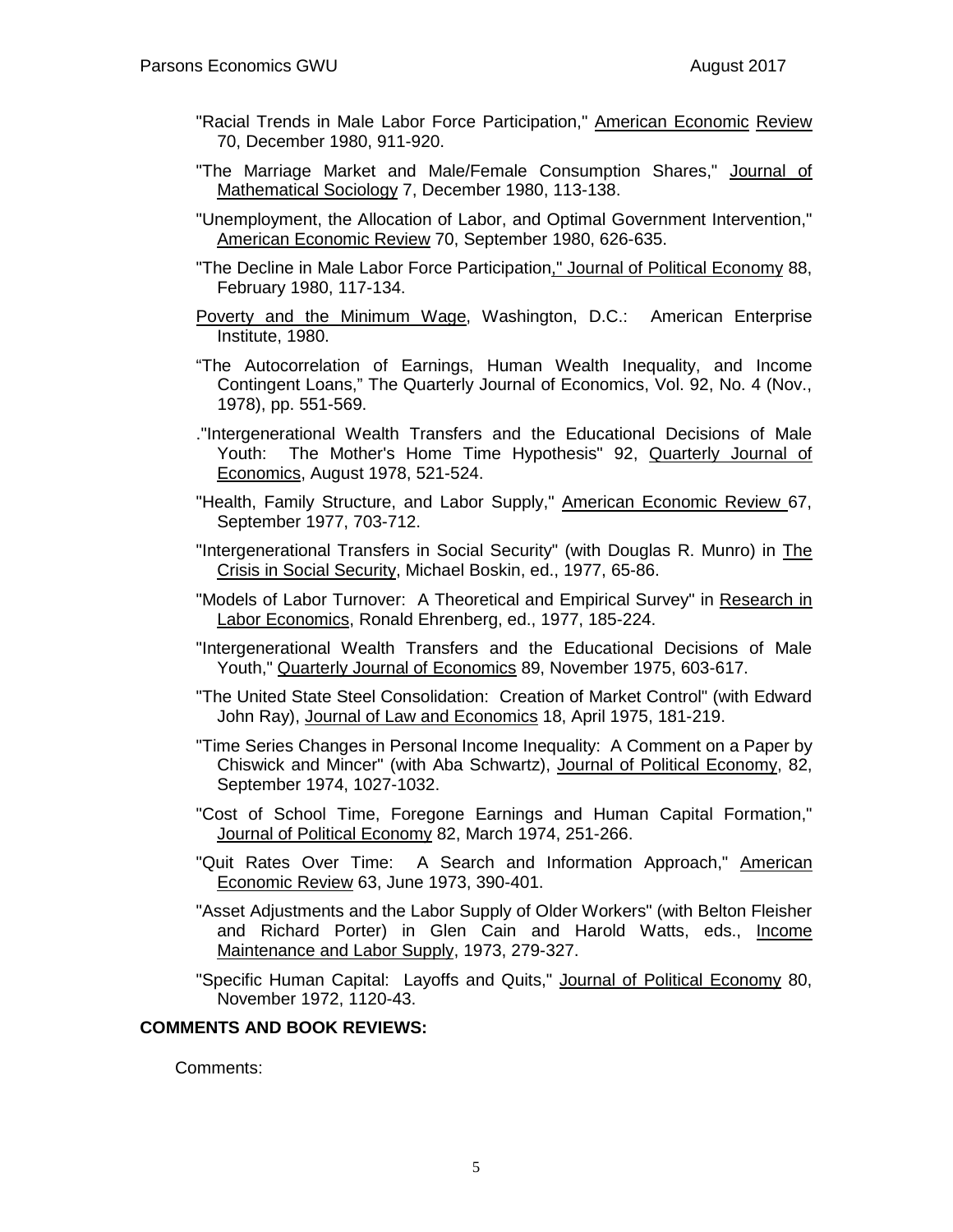"Racial Trends in Male Labor Force Participation," American Economic Review 70, December 1980, 911-920.

"The Marriage Market and Male/Female Consumption Shares," Journal of Mathematical Sociology 7, December 1980, 113-138.

"Unemployment, the Allocation of Labor, and Optimal Government Intervention," American Economic Review 70, September 1980, 626-635.

"The Decline in Male Labor Force Participation," Journal of Political Economy 88, February 1980, 117-134.

Poverty and the Minimum Wage, Washington, D.C.: American Enterprise Institute, 1980.

"The Autocorrelation of Earnings, Human Wealth Inequality, and Income Contingent Loans," The Quarterly Journal of Economics, Vol. 92, No. 4 (Nov., 1978), pp. 551-569.

."Intergenerational Wealth Transfers and the Educational Decisions of Male Youth: The Mother's Home Time Hypothesis" 92, Quarterly Journal of Economics, August 1978, 521-524.

"Health, Family Structure, and Labor Supply," American Economic Review 67, September 1977, 703-712.

"Intergenerational Transfers in Social Security" (with Douglas R. Munro) in The Crisis in Social Security, Michael Boskin, ed., 1977, 65-86.

"Models of Labor Turnover: A Theoretical and Empirical Survey" in Research in Labor Economics, Ronald Ehrenberg, ed., 1977, 185-224.

"Intergenerational Wealth Transfers and the Educational Decisions of Male Youth," Quarterly Journal of Economics 89, November 1975, 603-617.

"The United State Steel Consolidation: Creation of Market Control" (with Edward John Ray), Journal of Law and Economics 18, April 1975, 181-219.

"Time Series Changes in Personal Income Inequality: A Comment on a Paper by Chiswick and Mincer" (with Aba Schwartz), Journal of Political Economy, 82, September 1974, 1027-1032.

"Cost of School Time, Foregone Earnings and Human Capital Formation," Journal of Political Economy 82, March 1974, 251-266.

"Quit Rates Over Time: A Search and Information Approach," American Economic Review 63, June 1973, 390-401.

"Asset Adjustments and the Labor Supply of Older Workers" (with Belton Fleisher and Richard Porter) in Glen Cain and Harold Watts, eds., Income Maintenance and Labor Supply, 1973, 279-327.

"Specific Human Capital: Layoffs and Quits," Journal of Political Economy 80, November 1972, 1120-43.

**COMMENTS AND BOOK REVIEWS:**

Comments: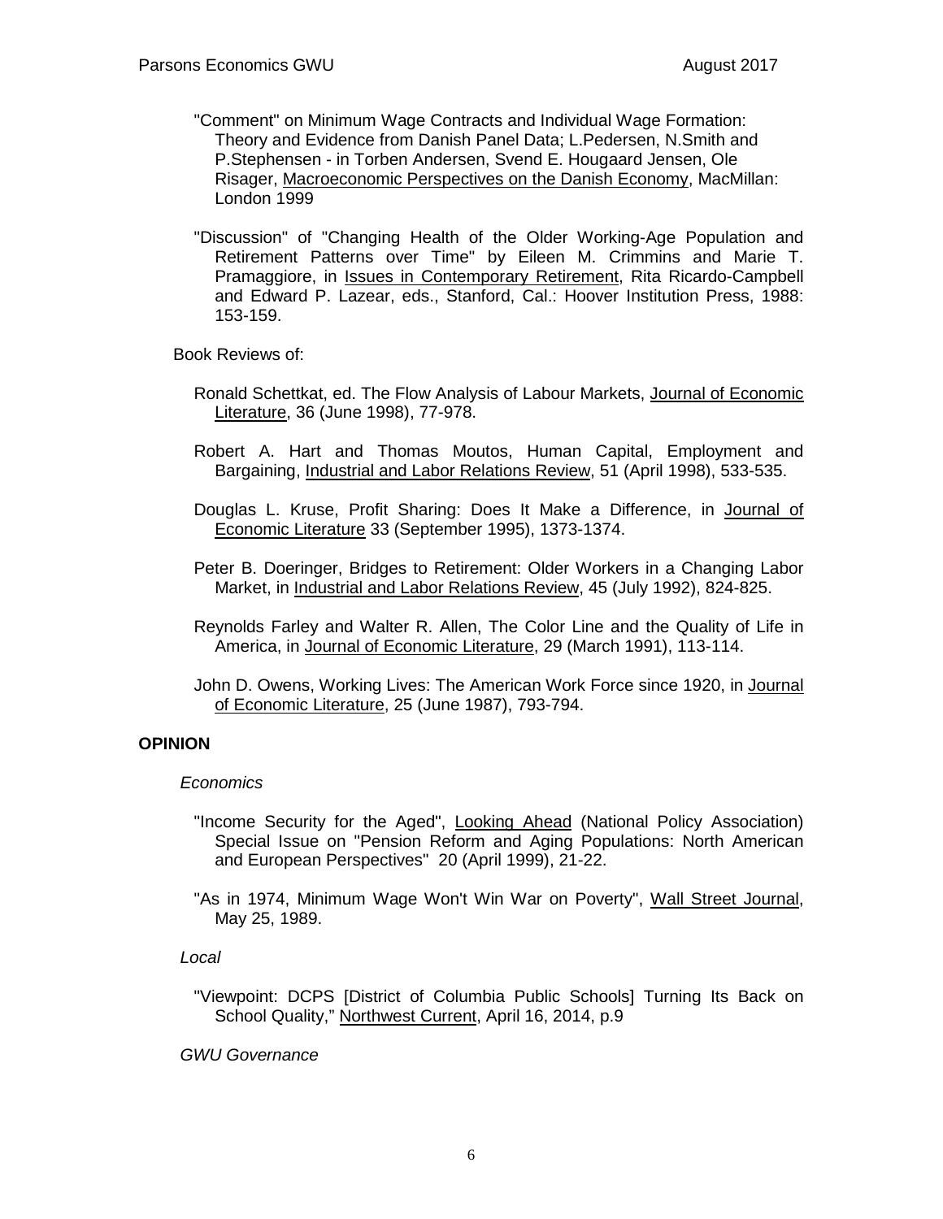"Comment" on Minimum Wage Contracts and Individual Wage Formation: Theory and Evidence from Danish Panel Data; L.Pedersen, N.Smith and P.Stephensen - in Torben Andersen, Svend E. Hougaard Jensen, Ole Risager, Macroeconomic Perspectives on the Danish Economy, MacMillan: London 1999

"Discussion" of "Changing Health of the Older Working-Age Population and Retirement Patterns over Time" by Eileen M. Crimmins and Marie T. Pramaggiore, in Issues in Contemporary Retirement, Rita Ricardo-Campbell and Edward P. Lazear, eds., Stanford, Cal.: Hoover Institution Press, 1988: 153-159.

Book Reviews of:

Ronald Schettkat, ed. The Flow Analysis of Labour Markets, Journal of Economic Literature, 36 (June 1998), 77-978.

Robert A. Hart and Thomas Moutos, Human Capital, Employment and Bargaining, Industrial and Labor Relations Review, 51 (April 1998), 533-535.

Douglas L. Kruse, Profit Sharing: Does It Make a Difference, in Journal of Economic Literature 33 (September 1995), 1373-1374.

Peter B. Doeringer, Bridges to Retirement: Older Workers in a Changing Labor Market, in Industrial and Labor Relations Review, 45 (July 1992), 824-825.

Reynolds Farley and Walter R. Allen, The Color Line and the Quality of Life in America, in Journal of Economic Literature, 29 (March 1991), 113-114.

John D. Owens, Working Lives: The American Work Force since 1920, in Journal of Economic Literature, 25 (June 1987), 793-794.

## OPINION

*Economics*

"Income Security for the Aged", Looking Ahead (National Policy Association) Special Issue on "Pension Reform and Aging Populations: North American and European Perspectives" 20 (April 1999), 21-22.

"As in 1974, Minimum Wage Won't Win War on Poverty", Wall Street Journal, May 25, 1989.

*Local*

"Viewpoint: DCPS [District of Columbia Public Schools] Turning Its Back on School Quality," Northwest Current, April 16, 2014, p.9

*GWU Governance*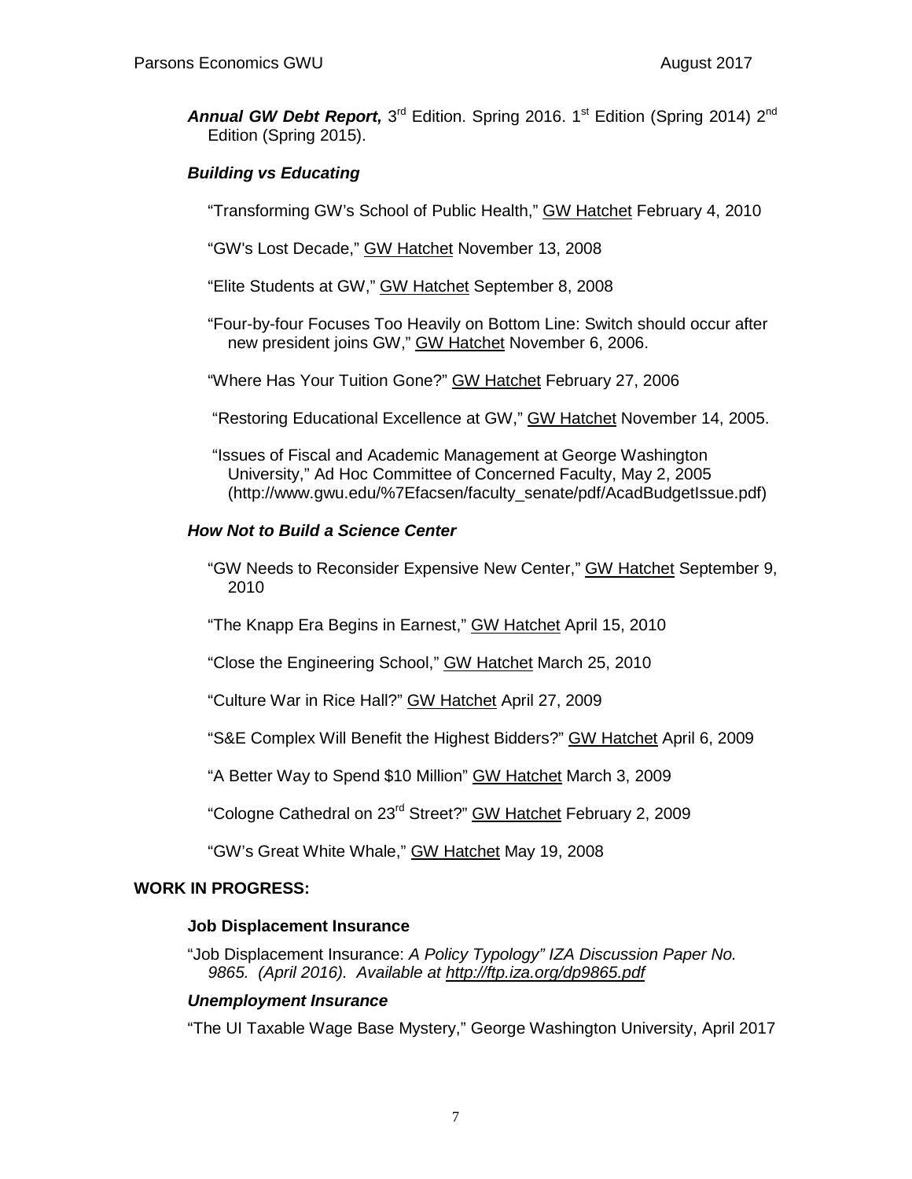***Annual GW Debt Report,*** 3rd Edition. Spring 2016. 1st Edition (Spring 2014) 2nd Edition (Spring 2015).

***Building vs Educating***

"Transforming GW's School of Public Health," GW Hatchet February 4, 2010

"GW's Lost Decade," GW Hatchet November 13, 2008

"Elite Students at GW," GW Hatchet September 8, 2008

"Four-by-four Focuses Too Heavily on Bottom Line: Switch should occur after new president joins GW," GW Hatchet November 6, 2006.

"Where Has Your Tuition Gone?" GW Hatchet February 27, 2006

"Restoring Educational Excellence at GW," GW Hatchet November 14, 2005.

"Issues of Fiscal and Academic Management at George Washington University," Ad Hoc Committee of Concerned Faculty, May 2, 2005 (http://www.gwu.edu/%7Efacsen/faculty_senate/pdf/AcadBudgetIssue.pdf)

***How Not to Build a Science Center***

"GW Needs to Reconsider Expensive New Center," GW Hatchet September 9, 2010

"The Knapp Era Begins in Earnest," GW Hatchet April 15, 2010

"Close the Engineering School," GW Hatchet March 25, 2010

"Culture War in Rice Hall?" GW Hatchet April 27, 2009

"S&E Complex Will Benefit the Highest Bidders?" GW Hatchet April 6, 2009

"A Better Way to Spend $10 Million" GW Hatchet March 3, 2009

"Cologne Cathedral on 23rd Street?" GW Hatchet February 2, 2009

"GW's Great White Whale," GW Hatchet May 19, 2008

**WORK IN PROGRESS:**

**Job Displacement Insurance**

"Job Displacement Insurance: *A Policy Typology" IZA Discussion Paper No. 9865. (April 2016). Available at http://ftp.iza.org/dp9865.pdf*

***Unemployment Insurance***

"The UI Taxable Wage Base Mystery," George Washington University, April 2017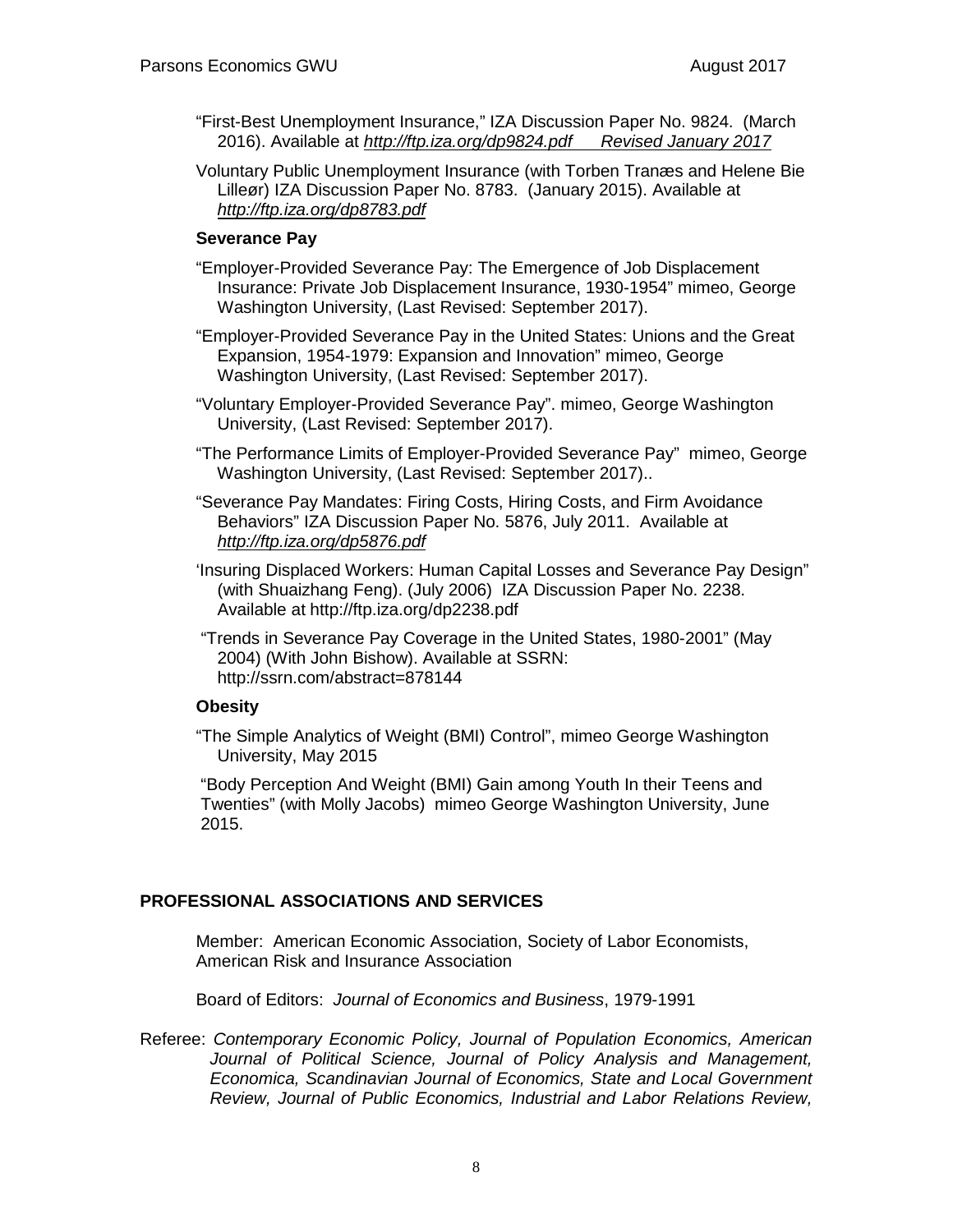"First-Best Unemployment Insurance," IZA Discussion Paper No. 9824. (March 2016). Available at *http://ftp.iza.org/dp9824.pdf Revised January 2017*

Voluntary Public Unemployment Insurance (with Torben Tranæs and Helene Bie Lilleør) IZA Discussion Paper No. 8783. (January 2015). Available at *http://ftp.iza.org/dp8783.pdf*

### Severance Pay

"Employer-Provided Severance Pay: The Emergence of Job Displacement Insurance: Private Job Displacement Insurance, 1930-1954" mimeo, George Washington University, (Last Revised: September 2017).

"Employer-Provided Severance Pay in the United States: Unions and the Great Expansion, 1954-1979: Expansion and Innovation" mimeo, George Washington University, (Last Revised: September 2017).

"Voluntary Employer-Provided Severance Pay". mimeo, George Washington University, (Last Revised: September 2017).

"The Performance Limits of Employer-Provided Severance Pay" mimeo, George Washington University, (Last Revised: September 2017)..

"Severance Pay Mandates: Firing Costs, Hiring Costs, and Firm Avoidance Behaviors" IZA Discussion Paper No. 5876, July 2011. Available at *http://ftp.iza.org/dp5876.pdf*

'Insuring Displaced Workers: Human Capital Losses and Severance Pay Design" (with Shuaizhang Feng). (July 2006) IZA Discussion Paper No. 2238. Available at http://ftp.iza.org/dp2238.pdf

"Trends in Severance Pay Coverage in the United States, 1980-2001" (May 2004) (With John Bishow). Available at SSRN: http://ssrn.com/abstract=878144

### Obesity

"The Simple Analytics of Weight (BMI) Control", mimeo George Washington University, May 2015

"Body Perception And Weight (BMI) Gain among Youth In their Teens and Twenties" (with Molly Jacobs) mimeo George Washington University, June 2015.

## PROFESSIONAL ASSOCIATIONS AND SERVICES

Member: American Economic Association, Society of Labor Economists, American Risk and Insurance Association

Board of Editors: *Journal of Economics and Business*, 1979-1991

Referee: *Contemporary Economic Policy, Journal of Population Economics, American Journal of Political Science, Journal of Policy Analysis and Management, Economica, Scandinavian Journal of Economics, State and Local Government Review, Journal of Public Economics, Industrial and Labor Relations Review,*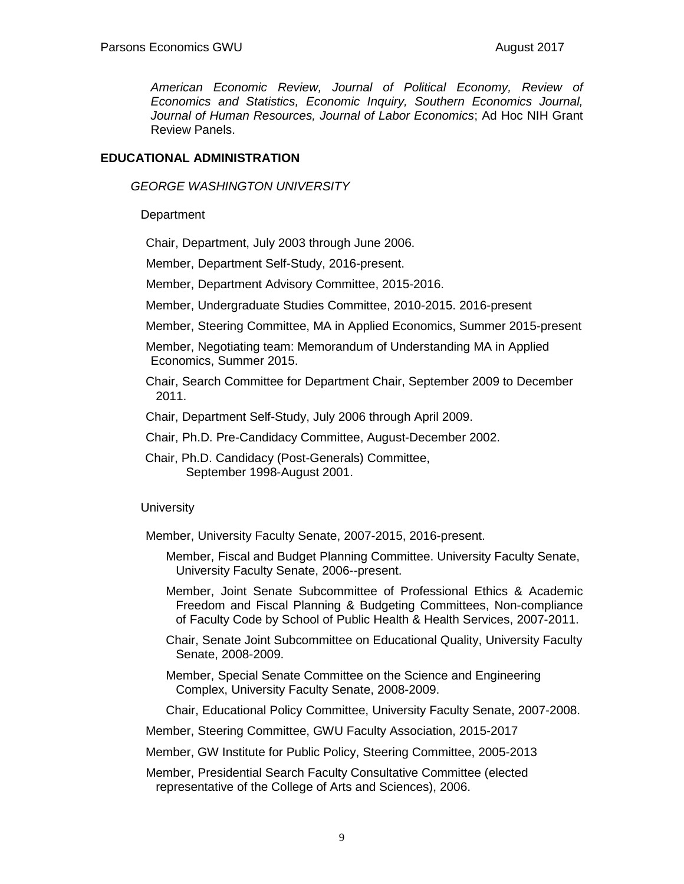*American Economic Review, Journal of Political Economy, Review of Economics and Statistics, Economic Inquiry, Southern Economics Journal, Journal of Human Resources, Journal of Labor Economics*; Ad Hoc NIH Grant Review Panels.

## EDUCATIONAL ADMINISTRATION

*GEORGE WASHINGTON UNIVERSITY*

Department

Chair, Department, July 2003 through June 2006.

Member, Department Self-Study, 2016-present.

Member, Department Advisory Committee, 2015-2016.

Member, Undergraduate Studies Committee, 2010-2015. 2016-present

Member, Steering Committee, MA in Applied Economics, Summer 2015-present

Member, Negotiating team: Memorandum of Understanding MA in Applied Economics, Summer 2015.

Chair, Search Committee for Department Chair, September 2009 to December 2011.

Chair, Department Self-Study, July 2006 through April 2009.

Chair, Ph.D. Pre-Candidacy Committee, August-December 2002.

Chair, Ph.D. Candidacy (Post-Generals) Committee, September 1998-August 2001.

University

Member, University Faculty Senate, 2007-2015, 2016-present.

Member, Fiscal and Budget Planning Committee. University Faculty Senate, University Faculty Senate, 2006--present.

Member, Joint Senate Subcommittee of Professional Ethics & Academic Freedom and Fiscal Planning & Budgeting Committees, Non-compliance of Faculty Code by School of Public Health & Health Services, 2007-2011.

Chair, Senate Joint Subcommittee on Educational Quality, University Faculty Senate, 2008-2009.

Member, Special Senate Committee on the Science and Engineering Complex, University Faculty Senate, 2008-2009.

Chair, Educational Policy Committee, University Faculty Senate, 2007-2008.

Member, Steering Committee, GWU Faculty Association, 2015-2017

Member, GW Institute for Public Policy, Steering Committee, 2005-2013

Member, Presidential Search Faculty Consultative Committee (elected representative of the College of Arts and Sciences), 2006.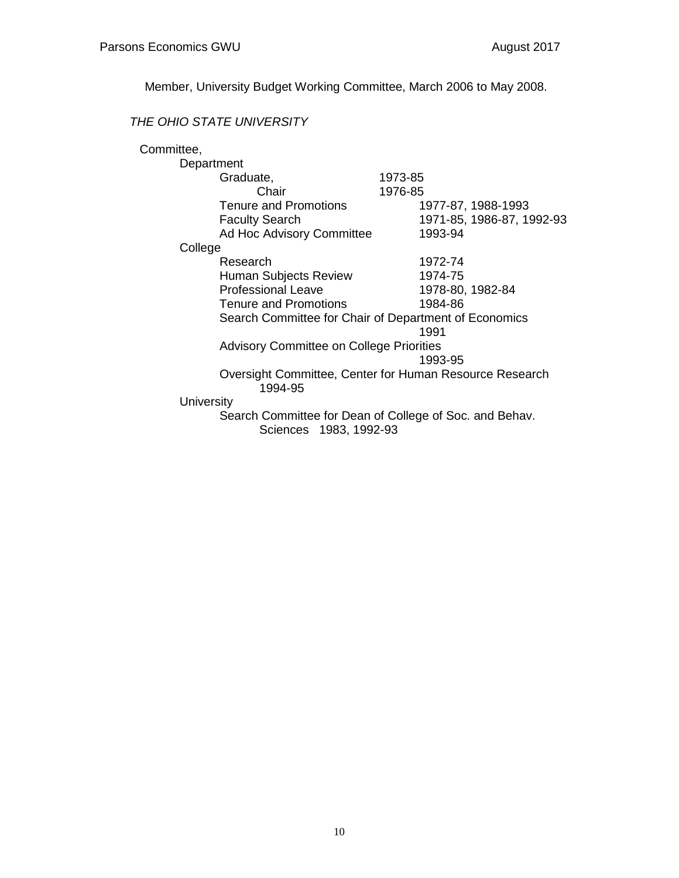Member, University Budget Working Committee, March 2006 to May 2008.

*THE OHIO STATE UNIVERSITY*

Committee,

- Department
  - Graduate, 1973-85
    - Chair 1976-85
  - Tenure and Promotions 1977-87, 1988-1993
  - Faculty Search 1971-85, 1986-87, 1992-93
  - Ad Hoc Advisory Committee 1993-94
- College
  - Research 1972-74
  - Human Subjects Review 1974-75
  - Professional Leave 1978-80, 1982-84
  - Tenure and Promotions 1984-86
  - Search Committee for Chair of Department of Economics 1991
  - Advisory Committee on College Priorities 1993-95
  - Oversight Committee, Center for Human Resource Research 1994-95
- University
  - Search Committee for Dean of College of Soc. and Behav. Sciences 1983, 1992-93